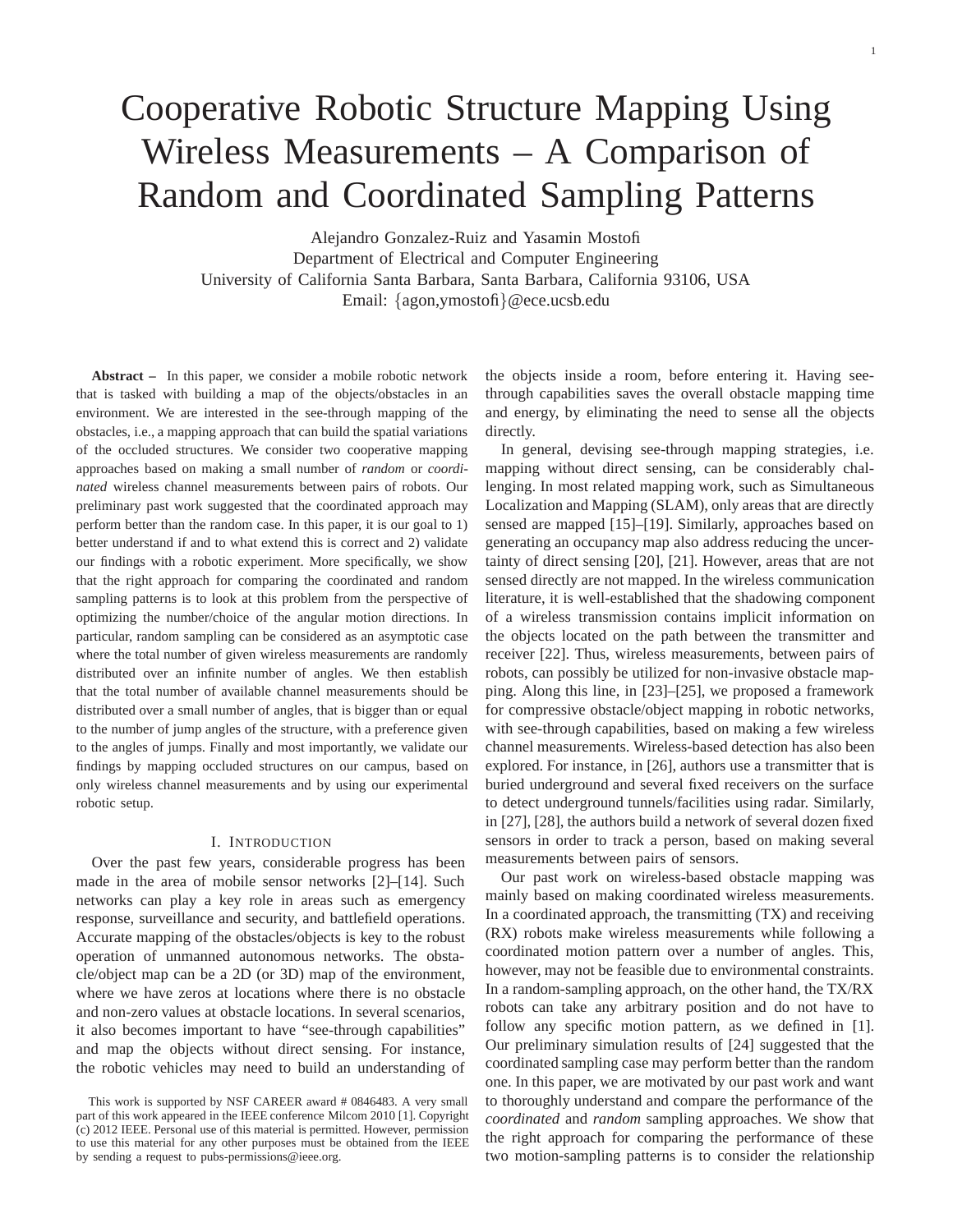# Cooperative Robotic Structure Mapping Using Wireless Measurements – A Comparison of Random and Coordinated Sampling Patterns

Alejandro Gonzalez-Ruiz and Yasamin Mostofi
Department of Electrical and Computer Engineering
University of California Santa Barbara, Santa Barbara, California 93106, USA
Email: {agon,ymostofi}@ece.ucsb.edu

**Abstract –** In this paper, we consider a mobile robotic network that is tasked with building a map of the objects/obstacles in an environment. We are interested in the see-through mapping of the obstacles, i.e., a mapping approach that can build the spatial variations of the occluded structures. We consider two cooperative mapping approaches based on making a small number of *random* or *coordinated* wireless channel measurements between pairs of robots. Our preliminary past work suggested that the coordinated approach may perform better than the random case. In this paper, it is our goal to 1) better understand if and to what extend this is correct and 2) validate our findings with a robotic experiment. More specifically, we show that the right approach for comparing the coordinated and random sampling patterns is to look at this problem from the perspective of optimizing the number/choice of the angular motion directions. In particular, random sampling can be considered as an asymptotic case where the total number of given wireless measurements are randomly distributed over an infinite number of angles. We then establish that the total number of available channel measurements should be distributed over a small number of angles, that is bigger than or equal to the number of jump angles of the structure, with a preference given to the angles of jumps. Finally and most importantly, we validate our findings by mapping occluded structures on our campus, based on only wireless channel measurements and by using our experimental robotic setup.

## I. Introduction

Over the past few years, considerable progress has been made in the area of mobile sensor networks [2]–[14]. Such networks can play a key role in areas such as emergency response, surveillance and security, and battlefield operations. Accurate mapping of the obstacles/objects is key to the robust operation of unmanned autonomous networks. The obstacle/object map can be a 2D (or 3D) map of the environment, where we have zeros at locations where there is no obstacle and non-zero values at obstacle locations. In several scenarios, it also becomes important to have "see-through capabilities" and map the objects without direct sensing. For instance, the robotic vehicles may need to build an understanding of the objects inside a room, before entering it. Having see-through capabilities saves the overall obstacle mapping time and energy, by eliminating the need to sense all the objects directly.

In general, devising see-through mapping strategies, i.e. mapping without direct sensing, can be considerably challenging. In most related mapping work, such as Simultaneous Localization and Mapping (SLAM), only areas that are directly sensed are mapped [15]–[19]. Similarly, approaches based on generating an occupancy map also address reducing the uncertainty of direct sensing [20], [21]. However, areas that are not sensed directly are not mapped. In the wireless communication literature, it is well-established that the shadowing component of a wireless transmission contains implicit information on the objects located on the path between the transmitter and receiver [22]. Thus, wireless measurements, between pairs of robots, can possibly be utilized for non-invasive obstacle mapping. Along this line, in [23]–[25], we proposed a framework for compressive obstacle/object mapping in robotic networks, with see-through capabilities, based on making a few wireless channel measurements. Wireless-based detection has also been explored. For instance, in [26], authors use a transmitter that is buried underground and several fixed receivers on the surface to detect underground tunnels/facilities using radar. Similarly, in [27], [28], the authors build a network of several dozen fixed sensors in order to track a person, based on making several measurements between pairs of sensors.

Our past work on wireless-based obstacle mapping was mainly based on making coordinated wireless measurements. In a coordinated approach, the transmitting (TX) and receiving (RX) robots make wireless measurements while following a coordinated motion pattern over a number of angles. This, however, may not be feasible due to environmental constraints. In a random-sampling approach, on the other hand, the TX/RX robots can take any arbitrary position and do not have to follow any specific motion pattern, as we defined in [1]. Our preliminary simulation results of [24] suggested that the coordinated sampling case may perform better than the random one. In this paper, we are motivated by our past work and want to thoroughly understand and compare the performance of the *coordinated* and *random* sampling approaches. We show that the right approach for comparing the performance of these two motion-sampling patterns is to consider the relationship

This work is supported by NSF CAREER award # 0846483. A very small part of this work appeared in the IEEE conference Milcom 2010 [1]. Copyright (c) 2012 IEEE. Personal use of this material is permitted. However, permission to use this material for any other purposes must be obtained from the IEEE by sending a request to pubs-permissions@ieee.org.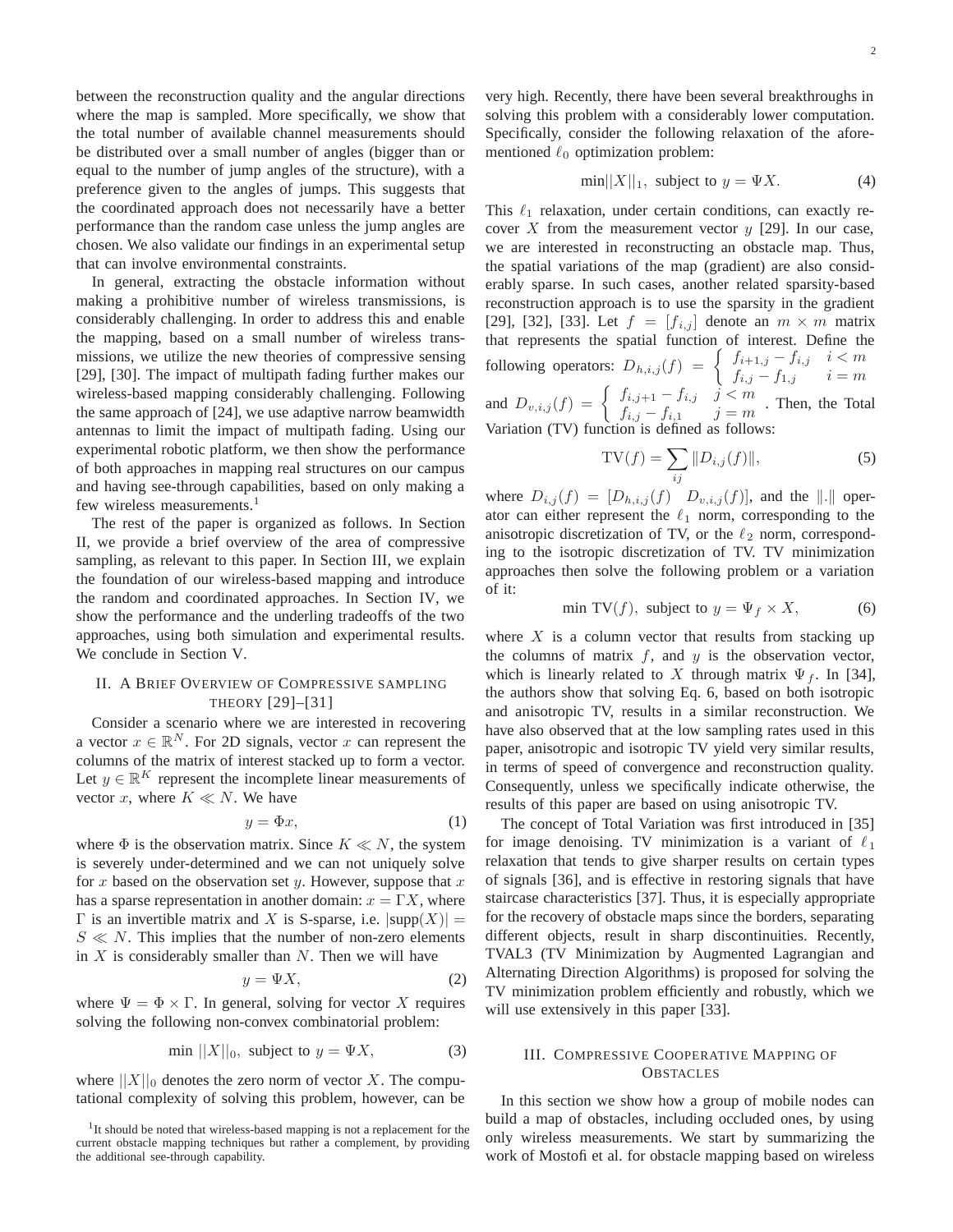between the reconstruction quality and the angular directions where the map is sampled. More specifically, we show that the total number of available channel measurements should be distributed over a small number of angles (bigger than or equal to the number of jump angles of the structure), with a preference given to the angles of jumps. This suggests that the coordinated approach does not necessarily have a better performance than the random case unless the jump angles are chosen. We also validate our findings in an experimental setup that can involve environmental constraints.

In general, extracting the obstacle information without making a prohibitive number of wireless transmissions, is considerably challenging. In order to address this and enable the mapping, based on a small number of wireless transmissions, we utilize the new theories of compressive sensing [29], [30]. The impact of multipath fading further makes our wireless-based mapping considerably challenging. Following the same approach of [24], we use adaptive narrow beamwidth antennas to limit the impact of multipath fading. Using our experimental robotic platform, we then show the performance of both approaches in mapping real structures on our campus and having see-through capabilities, based on only making a few wireless measurements.[1]

The rest of the paper is organized as follows. In Section II, we provide a brief overview of the area of compressive sampling, as relevant to this paper. In Section III, we explain the foundation of our wireless-based mapping and introduce the random and coordinated approaches. In Section IV, we show the performance and the underling tradeoffs of the two approaches, using both simulation and experimental results. We conclude in Section V.

## II. A Brief Overview of Compressive Sampling Theory [29]–[31]

Consider a scenario where we are interested in recovering a vector $x \in \mathbb{R}^N$. For 2D signals, vector $x$ can represent the columns of the matrix of interest stacked up to form a vector. Let $y \in \mathbb{R}^K$ represent the incomplete linear measurements of vector $x$, where $K \ll N$. We have

$$y = \Phi x, \tag{1}$$

where $\Phi$ is the observation matrix. Since $K \ll N$, the system is severely under-determined and we can not uniquely solve for $x$ based on the observation set $y$. However, suppose that $x$ has a sparse representation in another domain: $x = \Gamma X$, where $\Gamma$ is an invertible matrix and $X$ is S-sparse, i.e. $|\text{supp}(X)| = S \ll N$. This implies that the number of non-zero elements in $X$ is considerably smaller than $N$. Then we will have

$$y = \Psi X, \tag{2}$$

where $\Psi = \Phi \times \Gamma$. In general, solving for vector $X$ requires solving the following non-convex combinatorial problem:

$$\min \ ||X||_0, \ \text{subject to } y = \Psi X, \tag{3}$$

where $||X||_0$ denotes the zero norm of vector $X$. The computational complexity of solving this problem, however, can be very high. Recently, there have been several breakthroughs in solving this problem with a considerably lower computation. Specifically, consider the following relaxation of the aforementioned $\ell_0$ optimization problem:

$$\min ||X||_1, \ \text{subject to } y = \Psi X. \tag{4}$$

This $\ell_1$ relaxation, under certain conditions, can exactly recover $X$ from the measurement vector $y$ [29]. In our case, we are interested in reconstructing an obstacle map. Thus, the spatial variations of the map (gradient) are also considerably sparse. In such cases, another related sparsity-based reconstruction approach is to use the sparsity in the gradient [29], [32], [33]. Let $f = [f_{i,j}]$ denote an $m \times m$ matrix that represents the spatial function of interest. Define the following operators: $D_{h,i,j}(f) = \begin{cases} f_{i+1,j} - f_{i,j} & i < m \\ f_{i,j} - f_{1,j} & i = m \end{cases}$ and $D_{v,i,j}(f) = \begin{cases} f_{i,j+1} - f_{i,j} & j < m \\ f_{i,j} - f_{i,1} & j = m \end{cases}$. Then, the Total Variation (TV) function is defined as follows:

$$\text{TV}(f) = \sum_{ij} \|D_{i,j}(f)\|, \tag{5}$$

where $D_{i,j}(f) = [D_{h,i,j}(f) \quad D_{v,i,j}(f)]$, and the $\|.\|$ operator can either represent the $\ell_1$ norm, corresponding to the anisotropic discretization of TV, or the $\ell_2$ norm, corresponding to the isotropic discretization of TV. TV minimization approaches then solve the following problem or a variation of it:

$$\min \ \text{TV}(f), \ \text{subject to } y = \Psi_f \times X, \tag{6}$$

where $X$ is a column vector that results from stacking up the columns of matrix $f$, and $y$ is the observation vector, which is linearly related to $X$ through matrix $\Psi_f$. In [34], the authors show that solving Eq. 6, based on both isotropic and anisotropic TV, results in a similar reconstruction. We have also observed that at the low sampling rates used in this paper, anisotropic and isotropic TV yield very similar results, in terms of speed of convergence and reconstruction quality. Consequently, unless we specifically indicate otherwise, the results of this paper are based on using anisotropic TV.

The concept of Total Variation was first introduced in [35] for image denoising. TV minimization is a variant of $\ell_1$ relaxation that tends to give sharper results on certain types of signals [36], and is effective in restoring signals that have staircase characteristics [37]. Thus, it is especially appropriate for the recovery of obstacle maps since the borders, separating different objects, result in sharp discontinuities. Recently, TVAL3 (TV Minimization by Augmented Lagrangian and Alternating Direction Algorithms) is proposed for solving the TV minimization problem efficiently and robustly, which we will use extensively in this paper [33].

## III. Compressive Cooperative Mapping of Obstacles

In this section we show how a group of mobile nodes can build a map of obstacles, including occluded ones, by using only wireless measurements. We start by summarizing the work of Mostofi et al. for obstacle mapping based on wireless

[1] It should be noted that wireless-based mapping is not a replacement for the current obstacle mapping techniques but rather a complement, by providing the additional see-through capability.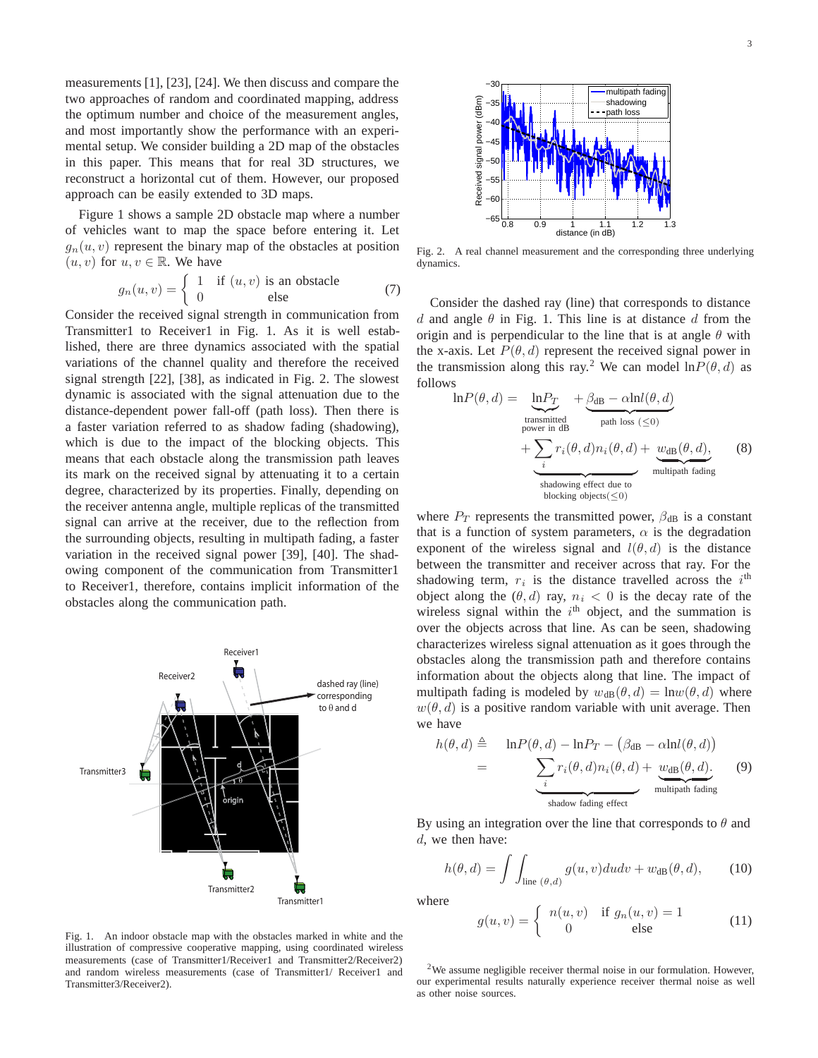measurements [1], [23], [24]. We then discuss and compare the two approaches of random and coordinated mapping, address the optimum number and choice of the measurement angles, and most importantly show the performance with an experimental setup. We consider building a 2D map of the obstacles in this paper. This means that for real 3D structures, we reconstruct a horizontal cut of them. However, our proposed approach can be easily extended to 3D maps.

Figure 1 shows a sample 2D obstacle map where a number of vehicles want to map the space before entering it. Let $g_n(u,v)$ represent the binary map of the obstacles at position $(u,v)$ for $u, v \in \mathbb{R}$. We have

$$g_n(u,v) = \begin{cases} 1 & \text{if } (u,v) \text{ is an obstacle} \\ 0 & \text{else} \end{cases} \tag{7}$$

Consider the received signal strength in communication from Transmitter1 to Receiver1 in Fig. 1. As it is well established, there are three dynamics associated with the spatial variations of the channel quality and therefore the received signal strength [22], [38], as indicated in Fig. 2. The slowest dynamic is associated with the signal attenuation due to the distance-dependent power fall-off (path loss). Then there is a faster variation referred to as shadow fading (shadowing), which is due to the impact of the blocking objects. This means that each obstacle along the transmission path leaves its mark on the received signal by attenuating it to a certain degree, characterized by its properties. Finally, depending on the receiver antenna angle, multiple replicas of the transmitted signal can arrive at the receiver, due to the reflection from the surrounding objects, resulting in multipath fading, a faster variation in the received signal power [39], [40]. The shadowing component of the communication from Transmitter1 to Receiver1, therefore, contains implicit information of the obstacles along the communication path.

Fig. 1. An indoor obstacle map with the obstacles marked in white and the illustration of compressive cooperative mapping, using coordinated wireless measurements (case of Transmitter1/Receiver1 and Transmitter2/Receiver2) and random wireless measurements (case of Transmitter1/ Receiver1 and Transmitter3/Receiver2).

Fig. 2. A real channel measurement and the corresponding three underlying dynamics.

Consider the dashed ray (line) that corresponds to distance $d$ and angle $\theta$ in Fig. 1. This line is at distance $d$ from the origin and is perpendicular to the line that is at angle $\theta$ with the x-axis. Let $P(\theta, d)$ represent the received signal power in the transmission along this ray.[2] We can model $\ln P(\theta, d)$ as follows

$$\ln P(\theta,d) = \underbrace{\ln P_T}_{\substack{\text{transmitted} \\ \text{power in dB}}} + \underbrace{\beta_{\text{dB}} - \alpha \ln l(\theta,d)}_{\text{path loss } (\leq 0)} + \underbrace{\sum_i r_i(\theta,d) n_i(\theta,d)}_{\substack{\text{shadowing effect due to} \\ \text{blocking objects}(\leq 0)}} + \underbrace{w_{\text{dB}}(\theta,d)}_{\text{multipath fading}}, \tag{8}$$

where $P_T$ represents the transmitted power, $\beta_{\text{dB}}$ is a constant that is a function of system parameters, $\alpha$ is the degradation exponent of the wireless signal and $l(\theta, d)$ is the distance between the transmitter and receiver across that ray. For the shadowing term, $r_i$ is the distance travelled across the $i^{\text{th}}$ object along the $(\theta, d)$ ray, $n_i < 0$ is the decay rate of the wireless signal within the $i^{\text{th}}$ object, and the summation is over the objects across that line. As can be seen, shadowing characterizes wireless signal attenuation as it goes through the obstacles along the transmission path and therefore contains information about the objects along that line. The impact of multipath fading is modeled by $w_{\text{dB}}(\theta, d) = \ln w(\theta, d)$ where $w(\theta, d)$ is a positive random variable with unit average. Then we have

$$\begin{aligned} h(\theta,d) &\triangleq \ln P(\theta,d) - \ln P_T - \left(\beta_{\text{dB}} - \alpha \ln l(\theta,d)\right) \\ &= \underbrace{\sum_i r_i(\theta,d) n_i(\theta,d)}_{\text{shadow fading effect}} + \underbrace{w_{\text{dB}}(\theta,d)}_{\text{multipath fading}}. \end{aligned} \tag{9}$$

By using an integration over the line that corresponds to $\theta$ and $d$, we then have:

$$h(\theta,d) = \int\int_{\text{line } (\theta,d)} g(u,v)\,du\,dv + w_{\text{dB}}(\theta,d), \tag{10}$$

where

$$g(u,v) = \begin{cases} n(u,v) & \text{if } g_n(u,v) = 1 \\ 0 & \text{else} \end{cases} \tag{11}$$

[2] We assume negligible receiver thermal noise in our formulation. However, our experimental results naturally experience receiver thermal noise as well as other noise sources.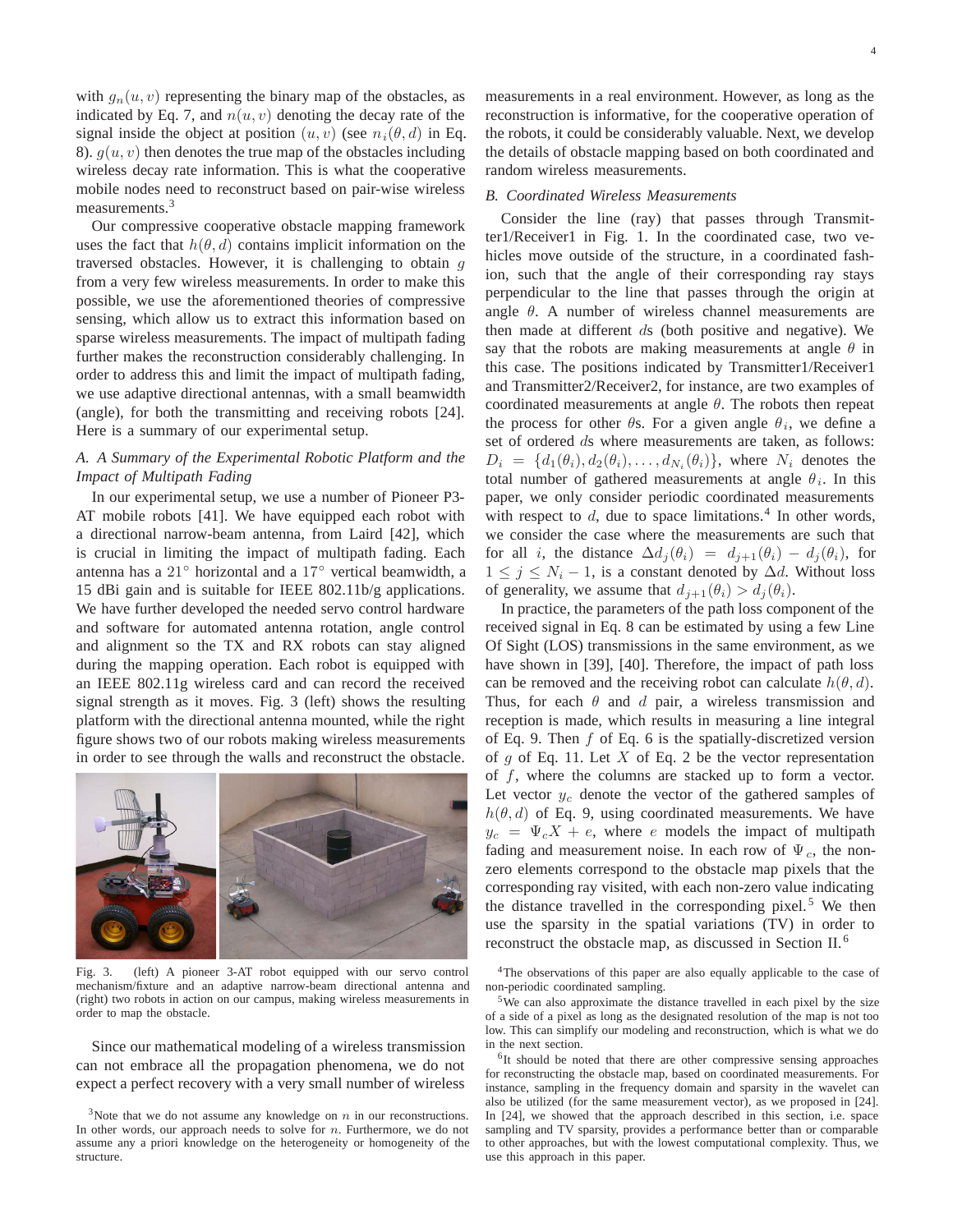with $g_n(u,v)$ representing the binary map of the obstacles, as indicated by Eq. 7, and $n(u,v)$ denoting the decay rate of the signal inside the object at position $(u,v)$ (see $n_i(\theta,d)$ in Eq. 8). $g(u,v)$ then denotes the true map of the obstacles including wireless decay rate information. This is what the cooperative mobile nodes need to reconstruct based on pair-wise wireless measurements.[3]

Our compressive cooperative obstacle mapping framework uses the fact that $h(\theta,d)$ contains implicit information on the traversed obstacles. However, it is challenging to obtain $g$ from a very few wireless measurements. In order to make this possible, we use the aforementioned theories of compressive sensing, which allow us to extract this information based on sparse wireless measurements. The impact of multipath fading further makes the reconstruction considerably challenging. In order to address this and limit the impact of multipath fading, we use adaptive directional antennas, with a small beamwidth (angle), for both the transmitting and receiving robots [24]. Here is a summary of our experimental setup.

### *A. A Summary of the Experimental Robotic Platform and the Impact of Multipath Fading*

In our experimental setup, we use a number of Pioneer P3-AT mobile robots [41]. We have equipped each robot with a directional narrow-beam antenna, from Laird [42], which is crucial in limiting the impact of multipath fading. Each antenna has a $21^\circ$ horizontal and a $17^\circ$ vertical beamwidth, a 15 dBi gain and is suitable for IEEE 802.11b/g applications. We have further developed the needed servo control hardware and software for automated antenna rotation, angle control and alignment so the TX and RX robots can stay aligned during the mapping operation. Each robot is equipped with an IEEE 802.11g wireless card and can record the received signal strength as it moves. Fig. 3 (left) shows the resulting platform with the directional antenna mounted, while the right figure shows two of our robots making wireless measurements in order to see through the walls and reconstruct the obstacle.

Fig. 3. (left) A pioneer 3-AT robot equipped with our servo control mechanism/fixture and an adaptive narrow-beam directional antenna and (right) two robots in action on our campus, making wireless measurements in order to map the obstacle.

Since our mathematical modeling of a wireless transmission can not embrace all the propagation phenomena, we do not expect a perfect recovery with a very small number of wireless measurements in a real environment. However, as long as the reconstruction is informative, for the cooperative operation of the robots, it could be considerably valuable. Next, we develop the details of obstacle mapping based on both coordinated and random wireless measurements.

### *B. Coordinated Wireless Measurements*

Consider the line (ray) that passes through Transmitter1/Receiver1 in Fig. 1. In the coordinated case, two vehicles move outside of the structure, in a coordinated fashion, such that the angle of their corresponding ray stays perpendicular to the line that passes through the origin at angle $\theta$. A number of wireless channel measurements are then made at different $d$s (both positive and negative). We say that the robots are making measurements at angle $\theta$ in this case. The positions indicated by Transmitter1/Receiver1 and Transmitter2/Receiver2, for instance, are two examples of coordinated measurements at angle $\theta$. The robots then repeat the process for other $\theta$s. For a given angle $\theta_i$, we define a set of ordered $d$s where measurements are taken, as follows: $D_i = \{d_1(\theta_i), d_2(\theta_i), \ldots, d_{N_i}(\theta_i)\}$, where $N_i$ denotes the total number of gathered measurements at angle $\theta_i$. In this paper, we only consider periodic coordinated measurements with respect to $d$, due to space limitations.[4] In other words, we consider the case where the measurements are such that for all $i$, the distance $\Delta d_j(\theta_i) = d_{j+1}(\theta_i) - d_j(\theta_i)$, for $1 \leq j \leq N_i - 1$, is a constant denoted by $\Delta d$. Without loss of generality, we assume that $d_{j+1}(\theta_i) > d_j(\theta_i)$.

In practice, the parameters of the path loss component of the received signal in Eq. 8 can be estimated by using a few Line Of Sight (LOS) transmissions in the same environment, as we have shown in [39], [40]. Therefore, the impact of path loss can be removed and the receiving robot can calculate $h(\theta,d)$. Thus, for each $\theta$ and $d$ pair, a wireless transmission and reception is made, which results in measuring a line integral of Eq. 9. Then $f$ of Eq. 6 is the spatially-discretized version of $g$ of Eq. 11. Let $X$ of Eq. 2 be the vector representation of $f$, where the columns are stacked up to form a vector. Let vector $y_c$ denote the vector of the gathered samples of $h(\theta,d)$ of Eq. 9, using coordinated measurements. We have $y_c = \Psi_c X + e$, where $e$ models the impact of multipath fading and measurement noise. In each row of $\Psi_c$, the non-zero elements correspond to the obstacle map pixels that the corresponding ray visited, with each non-zero value indicating the distance travelled in the corresponding pixel.[5] We then use the sparsity in the spatial variations (TV) in order to reconstruct the obstacle map, as discussed in Section II.[6]

---

[3]Note that we do not assume any knowledge on $n$ in our reconstructions. In other words, our approach needs to solve for $n$. Furthermore, we do not assume any a priori knowledge on the heterogeneity or homogeneity of the structure.

[4]The observations of this paper are also equally applicable to the case of non-periodic coordinated sampling.

[5]We can also approximate the distance travelled in each pixel by the size of a side of a pixel as long as the designated resolution of the map is not too low. This can simplify our modeling and reconstruction, which is what we do in the next section.

[6]It should be noted that there are other compressive sensing approaches for reconstructing the obstacle map, based on coordinated measurements. For instance, sampling in the frequency domain and sparsity in the wavelet can also be utilized (for the same measurement vector), as we proposed in [24]. In [24], we showed that the approach described in this section, i.e. space sampling and TV sparsity, provides a performance better than or comparable to other approaches, but with the lowest computational complexity. Thus, we use this approach in this paper.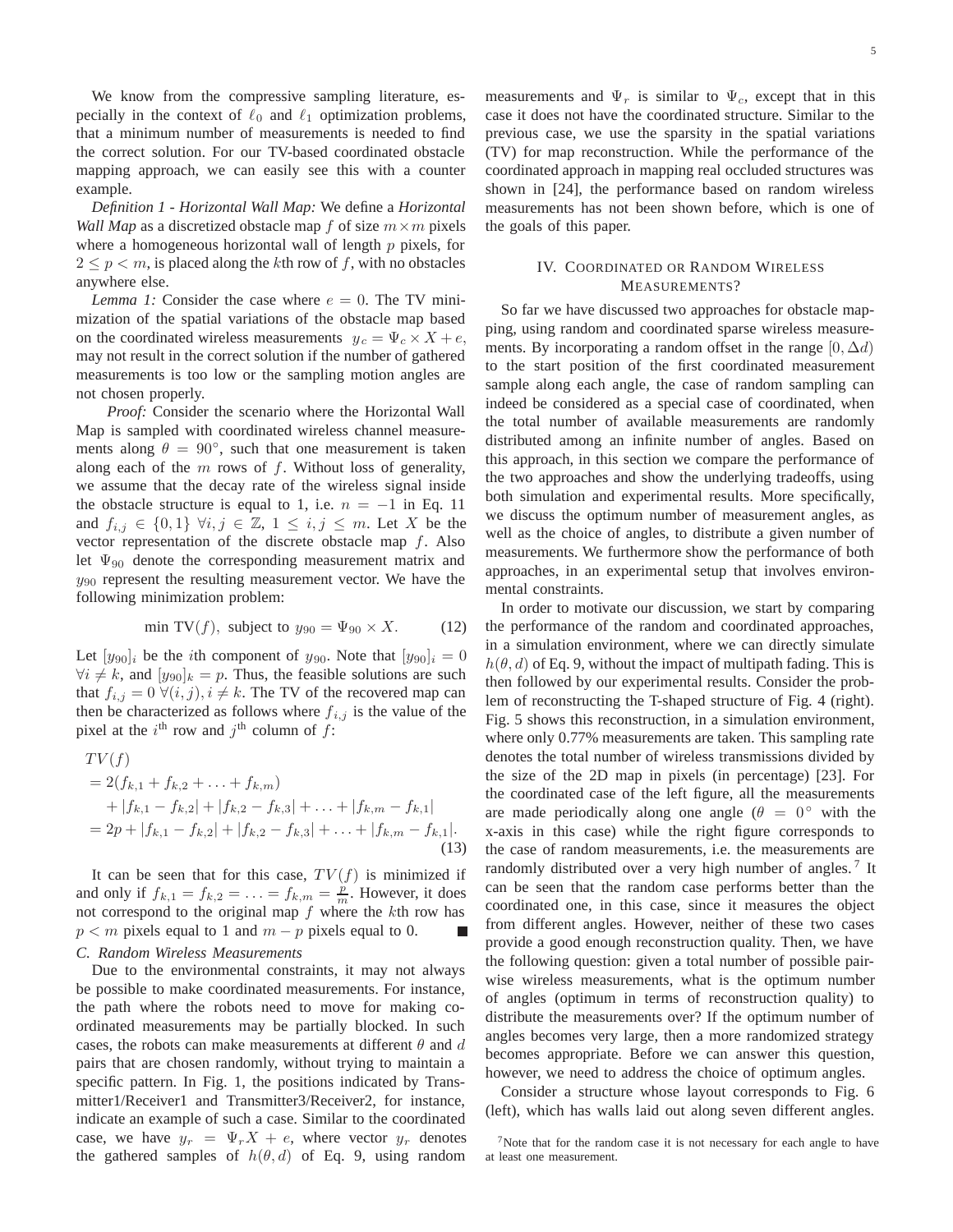We know from the compressive sampling literature, especially in the context of $\ell_0$ and $\ell_1$ optimization problems, that a minimum number of measurements is needed to find the correct solution. For our TV-based coordinated obstacle mapping approach, we can easily see this with a counter example.

*Definition 1 - Horizontal Wall Map:* We define a ***Horizontal Wall Map*** as a discretized obstacle map $f$ of size $m \times m$ pixels where a homogeneous horizontal wall of length $p$ pixels, for $2 \leq p < m$, is placed along the $k$th row of $f$, with no obstacles anywhere else.

*Lemma 1:* Consider the case where $e = 0$. The TV minimization of the spatial variations of the obstacle map based on the coordinated wireless measurements $y_c = \Psi_c \times X + e$, may not result in the correct solution if the number of gathered measurements is too low or the sampling motion angles are not chosen properly.

*Proof:* Consider the scenario where the Horizontal Wall Map is sampled with coordinated wireless channel measurements along $\theta = 90^\circ$, such that one measurement is taken along each of the $m$ rows of $f$. Without loss of generality, we assume that the decay rate of the wireless signal inside the obstacle structure is equal to 1, i.e. $n = -1$ in Eq. 11 and $f_{i,j} \in \{0, 1\}$ $\forall i, j \in \mathbb{Z}$, $1 \leq i, j \leq m$. Let $X$ be the vector representation of the discrete obstacle map $f$. Also let $\Psi_{90}$ denote the corresponding measurement matrix and $y_{90}$ represent the resulting measurement vector. We have the following minimization problem:

$$\min \text{ TV}(f), \text{ subject to } y_{90} = \Psi_{90} \times X. \tag{12}$$

Let $[y_{90}]_i$ be the $i$th component of $y_{90}$. Note that $[y_{90}]_i = 0$ $\forall i \neq k$, and $[y_{90}]_k = p$. Thus, the feasible solutions are such that $f_{i,j} = 0$ $\forall (i, j), i \neq k$. The TV of the recovered map can then be characterized as follows where $f_{i,j}$ is the value of the pixel at the $i^{\text{th}}$ row and $j^{\text{th}}$ column of $f$:

$$\begin{aligned}
&TV(f) \\
&= 2(f_{k,1} + f_{k,2} + \ldots + f_{k,m}) \\
&\quad + |f_{k,1} - f_{k,2}| + |f_{k,2} - f_{k,3}| + \ldots + |f_{k,m} - f_{k,1}| \\
&= 2p + |f_{k,1} - f_{k,2}| + |f_{k,2} - f_{k,3}| + \ldots + |f_{k,m} - f_{k,1}|.
\end{aligned} \tag{13}$$

It can be seen that for this case, $TV(f)$ is minimized if and only if $f_{k,1} = f_{k,2} = \ldots = f_{k,m} = \frac{p}{m}$. However, it does not correspond to the original map $f$ where the $k$th row has $p < m$ pixels equal to 1 and $m - p$ pixels equal to 0. ■

### C. Random Wireless Measurements

Due to the environmental constraints, it may not always be possible to make coordinated measurements. For instance, the path where the robots need to move for making coordinated measurements may be partially blocked. In such cases, the robots can make measurements at different $\theta$ and $d$ pairs that are chosen randomly, without trying to maintain a specific pattern. In Fig. 1, the positions indicated by Transmitter1/Receiver1 and Transmitter3/Receiver2, for instance, indicate an example of such a case. Similar to the coordinated case, we have $y_r = \Psi_r X + e$, where vector $y_r$ denotes the gathered samples of $h(\theta, d)$ of Eq. 9, using random measurements and $\Psi_r$ is similar to $\Psi_c$, except that in this case it does not have the coordinated structure. Similar to the previous case, we use the sparsity in the spatial variations (TV) for map reconstruction. While the performance of the coordinated approach in mapping real occluded structures was shown in [24], the performance based on random wireless measurements has not been shown before, which is one of the goals of this paper.

## IV. Coordinated or Random Wireless Measurements?

So far we have discussed two approaches for obstacle mapping, using random and coordinated sparse wireless measurements. By incorporating a random offset in the range $[0, \Delta d)$ to the start position of the first coordinated measurement sample along each angle, the case of random sampling can indeed be considered as a special case of coordinated, when the total number of available measurements are randomly distributed among an infinite number of angles. Based on this approach, in this section we compare the performance of the two approaches and show the underlying tradeoffs, using both simulation and experimental results. More specifically, we discuss the optimum number of measurement angles, as well as the choice of angles, to distribute a given number of measurements. We furthermore show the performance of both approaches, in an experimental setup that involves environmental constraints.

In order to motivate our discussion, we start by comparing the performance of the random and coordinated approaches, in a simulation environment, where we can directly simulate $h(\theta, d)$ of Eq. 9, without the impact of multipath fading. This is then followed by our experimental results. Consider the problem of reconstructing the T-shaped structure of Fig. 4 (right). Fig. 5 shows this reconstruction, in a simulation environment, where only 0.77% measurements are taken. This sampling rate denotes the total number of wireless transmissions divided by the size of the 2D map in pixels (in percentage) [23]. For the coordinated case of the left figure, all the measurements are made periodically along one angle ($\theta = 0^\circ$ with the x-axis in this case) while the right figure corresponds to the case of random measurements, i.e. the measurements are randomly distributed over a very high number of angles. [7] It can be seen that the random case performs better than the coordinated one, in this case, since it measures the object from different angles. However, neither of these two cases provide a good enough reconstruction quality. Then, we have the following question: given a total number of possible pairwise wireless measurements, what is the optimum number of angles (optimum in terms of reconstruction quality) to distribute the measurements over? If the optimum number of angles becomes very large, then a more randomized strategy becomes appropriate. Before we can answer this question, however, we need to address the choice of optimum angles.

Consider a structure whose layout corresponds to Fig. 6 (left), which has walls laid out along seven different angles.

[7] Note that for the random case it is not necessary for each angle to have at least one measurement.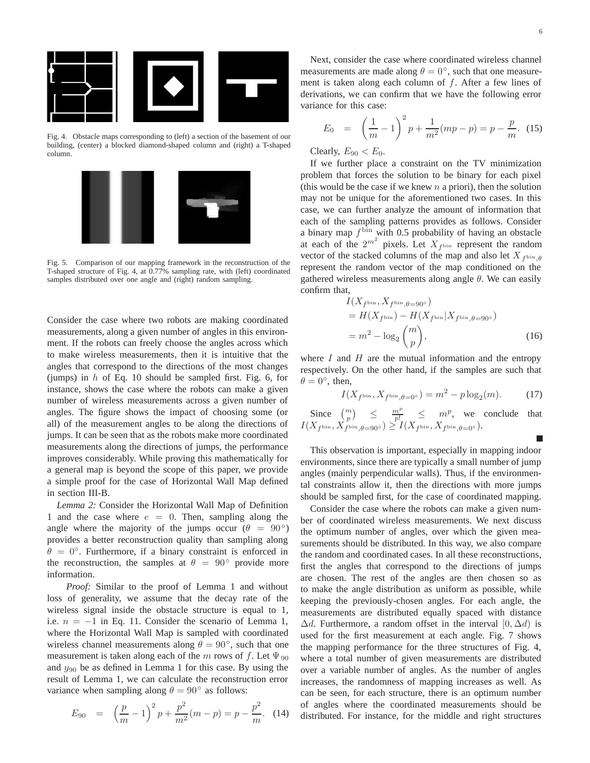Fig. 4. Obstacle maps corresponding to (left) a section of the basement of our building, (center) a blocked diamond-shaped column and (right) a T-shaped column.

Fig. 5. Comparison of our mapping framework in the reconstruction of the T-shaped structure of Fig. 4, at 0.77% sampling rate, with (left) coordinated samples distributed over one angle and (right) random sampling.

Consider the case where two robots are making coordinated measurements, along a given number of angles in this environment. If the robots can freely choose the angles across which to make wireless measurements, then it is intuitive that the angles that correspond to the directions of the most changes (jumps) in $h$ of Eq. 10 should be sampled first. Fig. 6, for instance, shows the case where the robots can make a given number of wireless measurements across a given number of angles. The figure shows the impact of choosing some (or all) of the measurement angles to be along the directions of jumps. It can be seen that as the robots make more coordinated measurements along the directions of jumps, the performance improves considerably. While proving this mathematically for a general map is beyond the scope of this paper, we provide a simple proof for the case of Horizontal Wall Map defined in section III-B.

*Lemma 2:* Consider the Horizontal Wall Map of Definition 1 and the case where $e = 0$. Then, sampling along the angle where the majority of the jumps occur ($\theta = 90^\circ$) provides a better reconstruction quality than sampling along $\theta = 0^\circ$. Furthermore, if a binary constraint is enforced in the reconstruction, the samples at $\theta = 90^\circ$ provide more information.

*Proof:* Similar to the proof of Lemma 1 and without loss of generality, we assume that the decay rate of the wireless signal inside the obstacle structure is equal to 1, i.e. $n = -1$ in Eq. 11. Consider the scenario of Lemma 1, where the Horizontal Wall Map is sampled with coordinated wireless channel measurements along $\theta = 90^\circ$, such that one measurement is taken along each of the $m$ rows of $f$. Let $\Psi_{90}$ and $y_{90}$ be as defined in Lemma 1 for this case. By using the result of Lemma 1, we can calculate the reconstruction error variance when sampling along $\theta = 90^\circ$ as follows:

$$E_{90} = \left(\frac{p}{m} - 1\right)^2 p + \frac{p^2}{m^2}(m - p) = p - \frac{p^2}{m}. \quad (14)$$

Next, consider the case where coordinated wireless channel measurements are made along $\theta = 0^\circ$, such that one measurement is taken along each column of $f$. After a few lines of derivations, we can confirm that we have the following error variance for this case:

$$E_0 = \left(\frac{1}{m} - 1\right)^2 p + \frac{1}{m^2}(mp - p) = p - \frac{p}{m}. \quad (15)$$

Clearly, $E_{90} < E_0$.

If we further place a constraint on the TV minimization problem that forces the solution to be binary for each pixel (this would be the case if we knew $n$ a priori), then the solution may not be unique for the aforementioned two cases. In this case, we can further analyze the amount of information that each of the sampling patterns provides as follows. Consider a binary map $f^{\text{bin}}$ with 0.5 probability of having an obstacle at each of the $2^{m^2}$ pixels. Let $X_{f^{\text{bin}}}$ represent the random vector of the stacked columns of the map and also let $X_{f^{\text{bin}},\theta}$ represent the random vector of the map conditioned on the gathered wireless measurements along angle $\theta$. We can easily confirm that,

$$\begin{aligned} &I(X_{f^{\text{bin}}}, X_{f^{\text{bin}},\theta=90^\circ}) \\ &= H(X_{f^{\text{bin}}}) - H(X_{f^{\text{bin}}}|X_{f^{\text{bin}},\theta=90^\circ}) \\ &= m^2 - \log_2 \binom{m}{p}, \end{aligned} \quad (16)$$

where $I$ and $H$ are the mutual information and the entropy respectively. On the other hand, if the samples are such that $\theta = 0^\circ$, then,

$$I(X_{f^{\text{bin}}}, X_{f^{\text{bin}},\theta=0^\circ}) = m^2 - p\log_2(m). \quad (17)$$

Since $\binom{m}{p} \leq \frac{m^p}{p!} \leq m^p$, we conclude that $I(X_{f^{\text{bin}}}, X_{f^{\text{bin}},\theta=90^\circ}) \geq I(X_{f^{\text{bin}}}, X_{f^{\text{bin}},\theta=0^\circ})$.

∎

This observation is important, especially in mapping indoor environments, since there are typically a small number of jump angles (mainly perpendicular walls). Thus, if the environmental constraints allow it, then the directions with more jumps should be sampled first, for the case of coordinated mapping.

Consider the case where the robots can make a given number of coordinated wireless measurements. We next discuss the optimum number of angles, over which the given measurements should be distributed. In this way, we also compare the random and coordinated cases. In all these reconstructions, first the angles that correspond to the directions of jumps are chosen. The rest of the angles are then chosen so as to make the angle distribution as uniform as possible, while keeping the previously-chosen angles. For each angle, the measurements are distributed equally spaced with distance $\Delta d$. Furthermore, a random offset in the interval $[0, \Delta d)$ is used for the first measurement at each angle. Fig. 7 shows the mapping performance for the three structures of Fig. 4, where a total number of given measurements are distributed over a variable number of angles. As the number of angles increases, the randomness of mapping increases as well. As can be seen, for each structure, there is an optimum number of angles where the coordinated measurements should be distributed. For instance, for the middle and right structures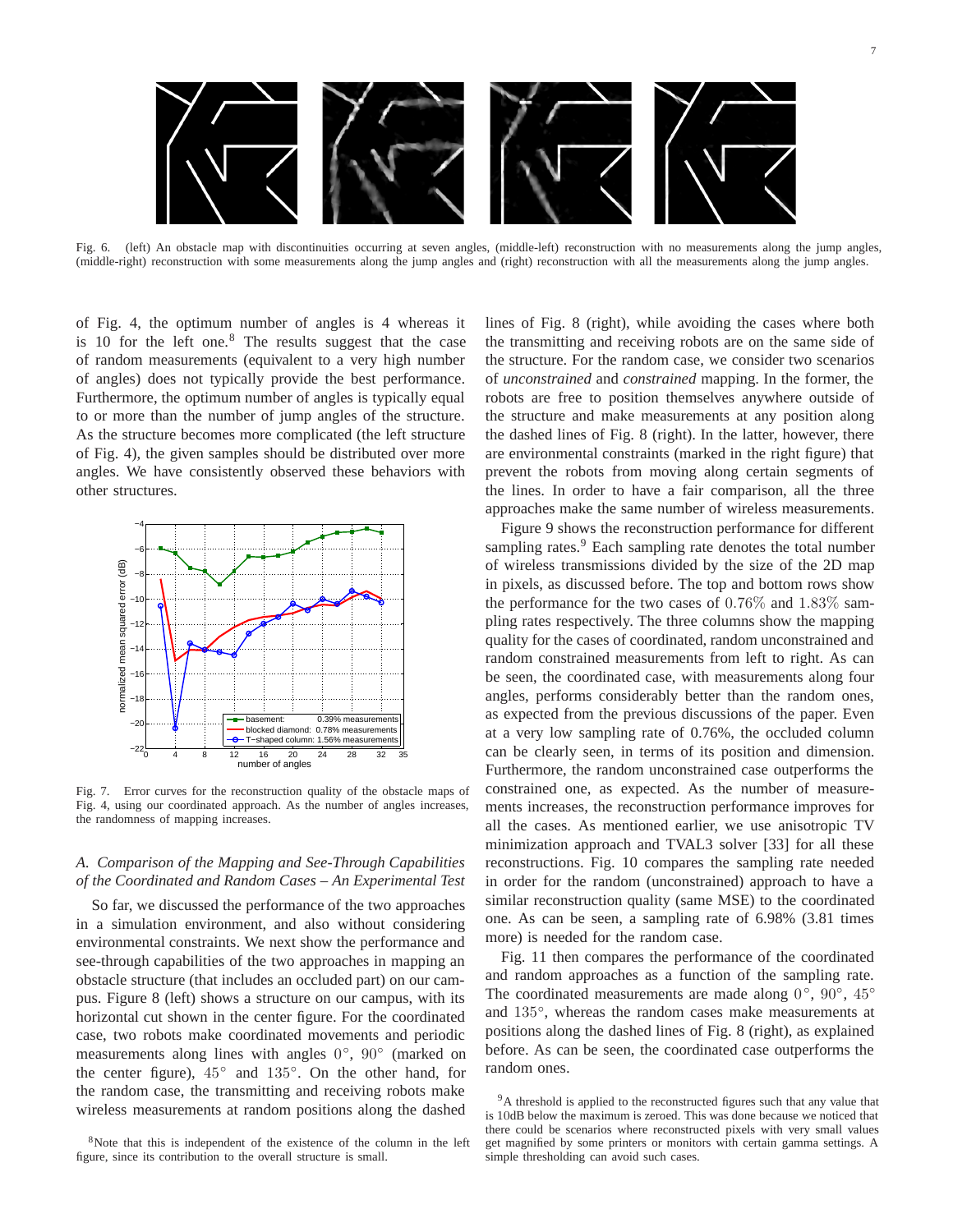Fig. 6. (left) An obstacle map with discontinuities occurring at seven angles, (middle-left) reconstruction with no measurements along the jump angles, (middle-right) reconstruction with some measurements along the jump angles and (right) reconstruction with all the measurements along the jump angles.

of Fig. 4, the optimum number of angles is 4 whereas it is 10 for the left one.[8] The results suggest that the case of random measurements (equivalent to a very high number of angles) does not typically provide the best performance. Furthermore, the optimum number of angles is typically equal to or more than the number of jump angles of the structure. As the structure becomes more complicated (the left structure of Fig. 4), the given samples should be distributed over more angles. We have consistently observed these behaviors with other structures.

Fig. 7. Error curves for the reconstruction quality of the obstacle maps of Fig. 4, using our coordinated approach. As the number of angles increases, the randomness of mapping increases.

### A. Comparison of the Mapping and See-Through Capabilities of the Coordinated and Random Cases – An Experimental Test

So far, we discussed the performance of the two approaches in a simulation environment, and also without considering environmental constraints. We next show the performance and see-through capabilities of the two approaches in mapping an obstacle structure (that includes an occluded part) on our campus. Figure 8 (left) shows a structure on our campus, with its horizontal cut shown in the center figure. For the coordinated case, two robots make coordinated movements and periodic measurements along lines with angles $0^\circ$, $90^\circ$ (marked on the center figure), $45^\circ$ and $135^\circ$. On the other hand, for the random case, the transmitting and receiving robots make wireless measurements at random positions along the dashed lines of Fig. 8 (right), while avoiding the cases where both the transmitting and receiving robots are on the same side of the structure. For the random case, we consider two scenarios of *unconstrained* and *constrained* mapping. In the former, the robots are free to position themselves anywhere outside of the structure and make measurements at any position along the dashed lines of Fig. 8 (right). In the latter, however, there are environmental constraints (marked in the right figure) that prevent the robots from moving along certain segments of the lines. In order to have a fair comparison, all the three approaches make the same number of wireless measurements.

Figure 9 shows the reconstruction performance for different sampling rates.[9] Each sampling rate denotes the total number of wireless transmissions divided by the size of the 2D map in pixels, as discussed before. The top and bottom rows show the performance for the two cases of $0.76\%$ and $1.83\%$ sampling rates respectively. The three columns show the mapping quality for the cases of coordinated, random unconstrained and random constrained measurements from left to right. As can be seen, the coordinated case, with measurements along four angles, performs considerably better than the random ones, as expected from the previous discussions of the paper. Even at a very low sampling rate of 0.76%, the occluded column can be clearly seen, in terms of its position and dimension. Furthermore, the random unconstrained case outperforms the constrained one, as expected. As the number of measurements increases, the reconstruction performance improves for all the cases. As mentioned earlier, we use anisotropic TV minimization approach and TVAL3 solver [33] for all these reconstructions. Fig. 10 compares the sampling rate needed in order for the random (unconstrained) approach to have a similar reconstruction quality (same MSE) to the coordinated one. As can be seen, a sampling rate of 6.98% (3.81 times more) is needed for the random case.

Fig. 11 then compares the performance of the coordinated and random approaches as a function of the sampling rate. The coordinated measurements are made along $0^\circ$, $90^\circ$, $45^\circ$ and $135^\circ$, whereas the random cases make measurements at positions along the dashed lines of Fig. 8 (right), as explained before. As can be seen, the coordinated case outperforms the random ones.

[8] Note that this is independent of the existence of the column in the left figure, since its contribution to the overall structure is small.

[9] A threshold is applied to the reconstructed figures such that any value that is 10dB below the maximum is zeroed. This was done because we noticed that there could be scenarios where reconstructed pixels with very small values get magnified by some printers or monitors with certain gamma settings. A simple thresholding can avoid such cases.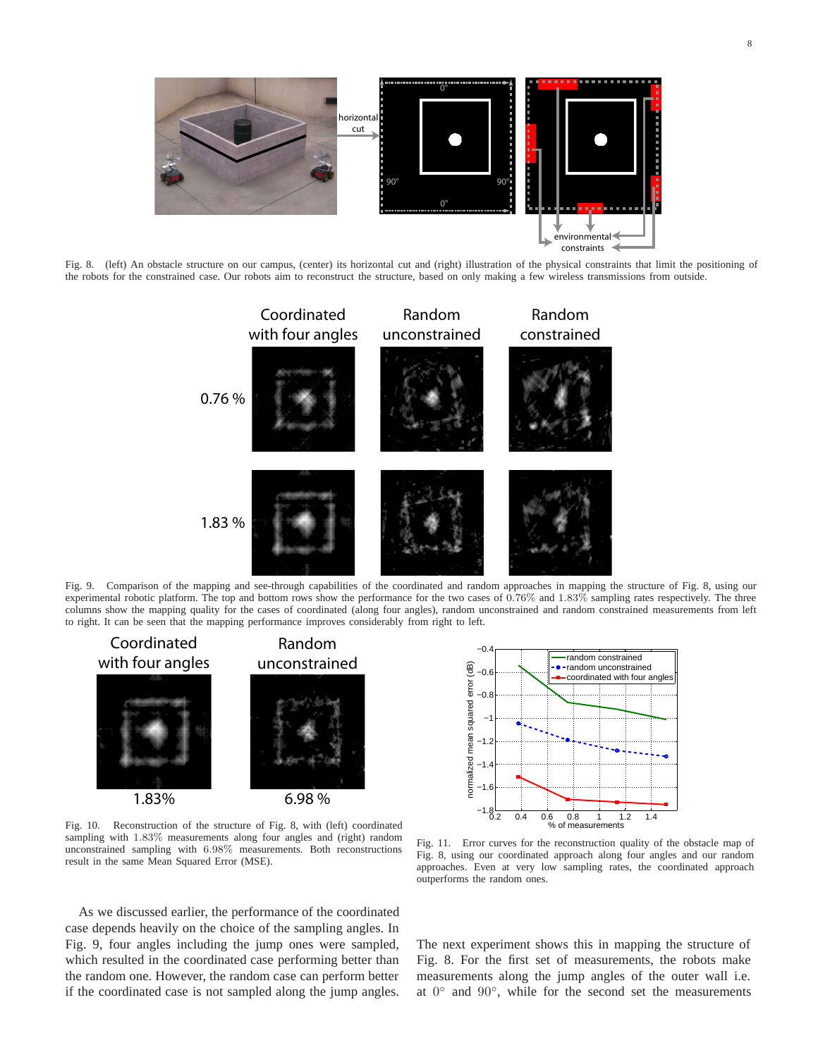Fig. 8. (left) An obstacle structure on our campus, (center) its horizontal cut and (right) illustration of the physical constraints that limit the positioning of the robots for the constrained case. Our robots aim to reconstruct the structure, based on only making a few wireless transmissions from outside.

Fig. 9. Comparison of the mapping and see-through capabilities of the coordinated and random approaches in mapping the structure of Fig. 8, using our experimental robotic platform. The top and bottom rows show the performance for the two cases of $0.76\%$ and $1.83\%$ sampling rates respectively. The three columns show the mapping quality for the cases of coordinated (along four angles), random unconstrained and random constrained measurements from left to right. It can be seen that the mapping performance improves considerably from right to left.

Fig. 10. Reconstruction of the structure of Fig. 8, with (left) coordinated sampling with $1.83\%$ measurements along four angles and (right) random unconstrained sampling with $6.98\%$ measurements. Both reconstructions result in the same Mean Squared Error (MSE).

Fig. 11. Error curves for the reconstruction quality of the obstacle map of Fig. 8, using our coordinated approach along four angles and our random approaches. Even at very low sampling rates, the coordinated approach outperforms the random ones.

As we discussed earlier, the performance of the coordinated case depends heavily on the choice of the sampling angles. In Fig. 9, four angles including the jump ones were sampled, which resulted in the coordinated case performing better than the random one. However, the random case can perform better if the coordinated case is not sampled along the jump angles.

The next experiment shows this in mapping the structure of Fig. 8. For the first set of measurements, the robots make measurements along the jump angles of the outer wall i.e. at $0^\circ$ and $90^\circ$, while for the second set the measurements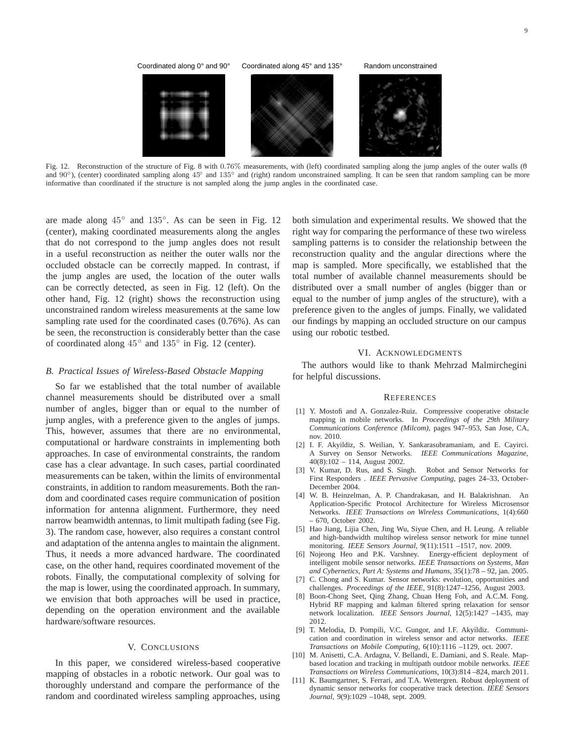Coordinated along 0° and 90°

Coordinated along 45° and 135°

Random unconstrained

Fig. 12. Reconstruction of the structure of Fig. 8 with $0.76\%$ measurements, with (left) coordinated sampling along the jump angles of the outer walls (0 and $90^\circ$), (center) coordinated sampling along $45^\circ$ and $135^\circ$ and (right) random unconstrained sampling. It can be seen that random sampling can be more informative than coordinated if the structure is not sampled along the jump angles in the coordinated case.

are made along $45^\circ$ and $135^\circ$. As can be seen in Fig. 12 (center), making coordinated measurements along the angles that do not correspond to the jump angles does not result in a useful reconstruction as neither the outer walls nor the occluded obstacle can be correctly mapped. In contrast, if the jump angles are used, the location of the outer walls can be correctly detected, as seen in Fig. 12 (left). On the other hand, Fig. 12 (right) shows the reconstruction using unconstrained random wireless measurements at the same low sampling rate used for the coordinated cases (0.76%). As can be seen, the reconstruction is considerably better than the case of coordinated along $45^\circ$ and $135^\circ$ in Fig. 12 (center).

### *B. Practical Issues of Wireless-Based Obstacle Mapping*

So far we established that the total number of available channel measurements should be distributed over a small number of angles, bigger than or equal to the number of jump angles, with a preference given to the angles of jumps. This, however, assumes that there are no environmental, computational or hardware constraints in implementing both approaches. In case of environmental constraints, the random case has a clear advantage. In such cases, partial coordinated measurements can be taken, within the limits of environmental constraints, in addition to random measurements. Both the random and coordinated cases require communication of position information for antenna alignment. Furthermore, they need narrow beamwidth antennas, to limit multipath fading (see Fig. 3). The random case, however, also requires a constant control and adaptation of the antenna angles to maintain the alignment. Thus, it needs a more advanced hardware. The coordinated case, on the other hand, requires coordinated movement of the robots. Finally, the computational complexity of solving for the map is lower, using the coordinated approach. In summary, we envision that both approaches will be used in practice, depending on the operation environment and the available hardware/software resources.

## V. Conclusions

In this paper, we considered wireless-based cooperative mapping of obstacles in a robotic network. Our goal was to thoroughly understand and compare the performance of the random and coordinated wireless sampling approaches, using both simulation and experimental results. We showed that the right way for comparing the performance of these two wireless sampling patterns is to consider the relationship between the reconstruction quality and the angular directions where the map is sampled. More specifically, we established that the total number of available channel measurements should be distributed over a small number of angles (bigger than or equal to the number of jump angles of the structure), with a preference given to the angles of jumps. Finally, we validated our findings by mapping an occluded structure on our campus using our robotic testbed.

## VI. Acknowledgments

The authors would like to thank Mehrzad Malmirchegini for helpful discussions.

## References

[1] Y. Mostofi and A. Gonzalez-Ruiz. Compressive cooperative obstacle mapping in mobile networks. In *Proceedings of the 29th Military Communications Conference (Milcom)*, pages 947–953, San Jose, CA, nov. 2010.

[2] I. F. Akyildiz, S. Weilian, Y. Sankarasubramaniam, and E. Cayirci. A Survey on Sensor Networks. *IEEE Communications Magazine*, 40(8):102 – 114, August 2002.

[3] V. Kumar, D. Rus, and S. Singh. Robot and Sensor Networks for First Responders . *IEEE Pervasive Computing*, pages 24–33, October-December 2004.

[4] W. B. Heinzelman, A. P. Chandrakasan, and H. Balakrishnan. An Application-Specific Protocol Architecture for Wireless Microsensor Networks. *IEEE Transactions on Wireless Communications*, 1(4):660 – 670, October 2002.

[5] Hao Jiang, Lijia Chen, Jing Wu, Siyue Chen, and H. Leung. A reliable and high-bandwidth multihop wireless sensor network for mine tunnel monitoring. *IEEE Sensors Journal*, 9(11):1511 –1517, nov. 2009.

[6] Nojeong Heo and P.K. Varshney. Energy-efficient deployment of intelligent mobile sensor networks. *IEEE Transactions on Systems, Man and Cybernetics, Part A: Systems and Humans*, 35(1):78 – 92, jan. 2005.

[7] C. Chong and S. Kumar. Sensor networks: evolution, opportunities and challenges. *Proceedings of the IEEE*, 91(8):1247–1256, August 2003.

[8] Boon-Chong Seet, Qing Zhang, Chuan Heng Foh, and A.C.M. Fong. Hybrid RF mapping and kalman filtered spring relaxation for sensor network localization. *IEEE Sensors Journal*, 12(5):1427 –1435, may 2012.

[9] T. Melodia, D. Pompili, V.C. Gungor, and I.F. Akyildiz. Communication and coordination in wireless sensor and actor networks. *IEEE Transactions on Mobile Computing*, 6(10):1116 –1129, oct. 2007.

[10] M. Anisetti, C.A. Ardagna, V. Bellandi, E. Damiani, and S. Reale. Map-based location and tracking in multipath outdoor mobile networks. *IEEE Transactions on Wireless Communications*, 10(3):814 –824, march 2011.

[11] K. Baumgartner, S. Ferrari, and T.A. Wettergren. Robust deployment of dynamic sensor networks for cooperative track detection. *IEEE Sensors Journal*, 9(9):1029 –1048, sept. 2009.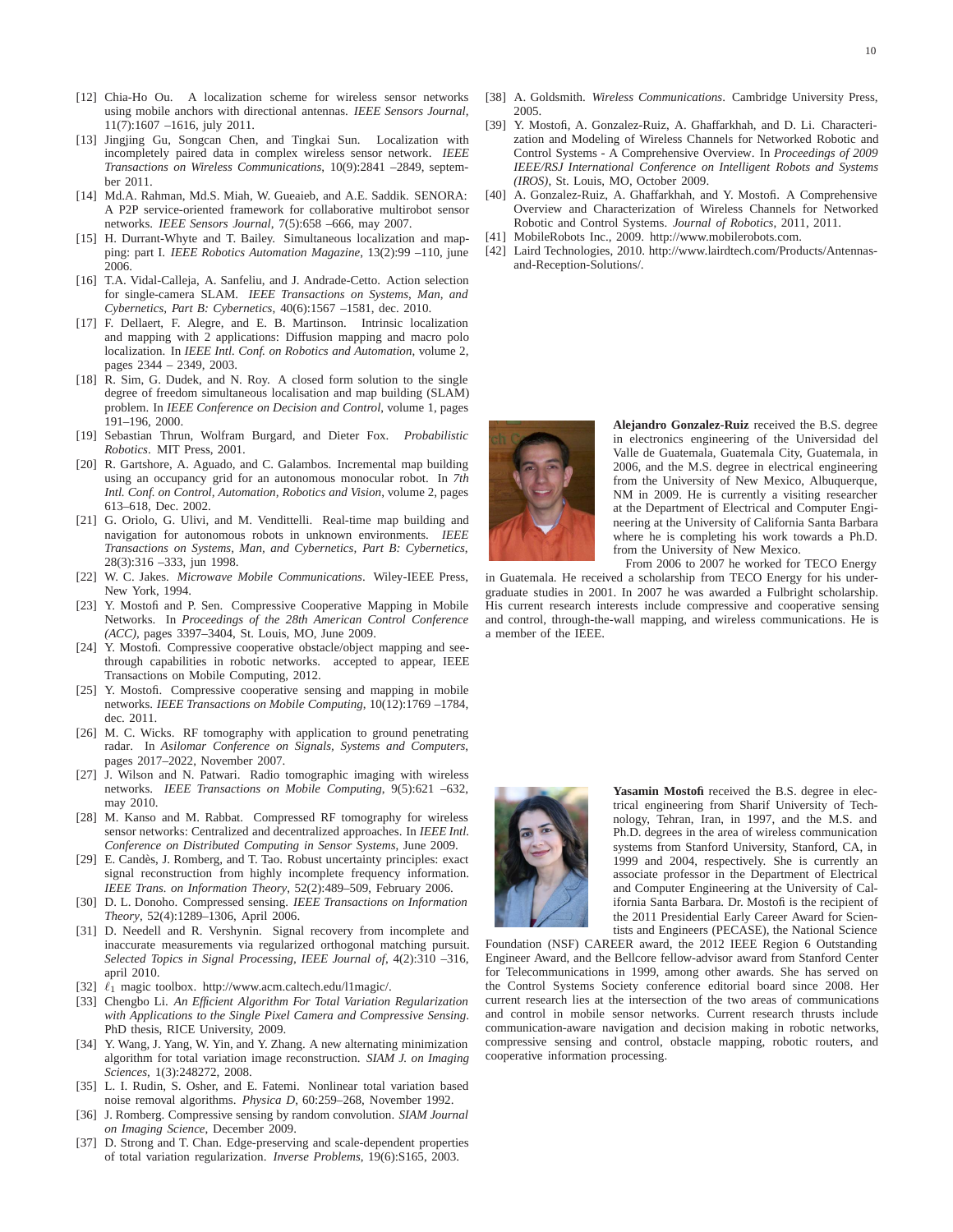[12] Chia-Ho Ou. A localization scheme for wireless sensor networks using mobile anchors with directional antennas. *IEEE Sensors Journal*, 11(7):1607 –1616, july 2011.

[13] Jingjing Gu, Songcan Chen, and Tingkai Sun. Localization with incompletely paired data in complex wireless sensor network. *IEEE Transactions on Wireless Communications*, 10(9):2841 –2849, september 2011.

[14] Md.A. Rahman, Md.S. Miah, W. Gueaieb, and A.E. Saddik. SENORA: A P2P service-oriented framework for collaborative multirobot sensor networks. *IEEE Sensors Journal*, 7(5):658 –666, may 2007.

[15] H. Durrant-Whyte and T. Bailey. Simultaneous localization and mapping: part I. *IEEE Robotics Automation Magazine*, 13(2):99 –110, june 2006.

[16] T.A. Vidal-Calleja, A. Sanfeliu, and J. Andrade-Cetto. Action selection for single-camera SLAM. *IEEE Transactions on Systems, Man, and Cybernetics, Part B: Cybernetics*, 40(6):1567 –1581, dec. 2010.

[17] F. Dellaert, F. Alegre, and E. B. Martinson. Intrinsic localization and mapping with 2 applications: Diffusion mapping and macro polo localization. In *IEEE Intl. Conf. on Robotics and Automation*, volume 2, pages 2344 – 2349, 2003.

[18] R. Sim, G. Dudek, and N. Roy. A closed form solution to the single degree of freedom simultaneous localisation and map building (SLAM) problem. In *IEEE Conference on Decision and Control*, volume 1, pages 191–196, 2000.

[19] Sebastian Thrun, Wolfram Burgard, and Dieter Fox. *Probabilistic Robotics*. MIT Press, 2001.

[20] R. Gartshore, A. Aguado, and C. Galambos. Incremental map building using an occupancy grid for an autonomous monocular robot. In *7th Intl. Conf. on Control, Automation, Robotics and Vision*, volume 2, pages 613–618, Dec. 2002.

[21] G. Oriolo, G. Ulivi, and M. Vendittelli. Real-time map building and navigation for autonomous robots in unknown environments. *IEEE Transactions on Systems, Man, and Cybernetics, Part B: Cybernetics*, 28(3):316 –333, jun 1998.

[22] W. C. Jakes. *Microwave Mobile Communications*. Wiley-IEEE Press, New York, 1994.

[23] Y. Mostofi and P. Sen. Compressive Cooperative Mapping in Mobile Networks. In *Proceedings of the 28th American Control Conference (ACC)*, pages 3397–3404, St. Louis, MO, June 2009.

[24] Y. Mostofi. Compressive cooperative obstacle/object mapping and see-through capabilities in robotic networks. accepted to appear, IEEE Transactions on Mobile Computing, 2012.

[25] Y. Mostofi. Compressive cooperative sensing and mapping in mobile networks. *IEEE Transactions on Mobile Computing*, 10(12):1769 –1784, dec. 2011.

[26] M. C. Wicks. RF tomography with application to ground penetrating radar. In *Asilomar Conference on Signals, Systems and Computers*, pages 2017–2022, November 2007.

[27] J. Wilson and N. Patwari. Radio tomographic imaging with wireless networks. *IEEE Transactions on Mobile Computing*, 9(5):621 –632, may 2010.

[28] M. Kanso and M. Rabbat. Compressed RF tomography for wireless sensor networks: Centralized and decentralized approaches. In *IEEE Intl. Conference on Distributed Computing in Sensor Systems*, June 2009.

[29] E. Candès, J. Romberg, and T. Tao. Robust uncertainty principles: exact signal reconstruction from highly incomplete frequency information. *IEEE Trans. on Information Theory*, 52(2):489–509, February 2006.

[30] D. L. Donoho. Compressed sensing. *IEEE Transactions on Information Theory*, 52(4):1289–1306, April 2006.

[31] D. Needell and R. Vershynin. Signal recovery from incomplete and inaccurate measurements via regularized orthogonal matching pursuit. *Selected Topics in Signal Processing, IEEE Journal of*, 4(2):310 –316, april 2010.

[32] $\ell_1$ magic toolbox. http://www.acm.caltech.edu/l1magic/.

[33] Chengbo Li. *An Efficient Algorithm For Total Variation Regularization with Applications to the Single Pixel Camera and Compressive Sensing*. PhD thesis, RICE University, 2009.

[34] Y. Wang, J. Yang, W. Yin, and Y. Zhang. A new alternating minimization algorithm for total variation image reconstruction. *SIAM J. on Imaging Sciences*, 1(3):248272, 2008.

[35] L. I. Rudin, S. Osher, and E. Fatemi. Nonlinear total variation based noise removal algorithms. *Physica D*, 60:259–268, November 1992.

[36] J. Romberg. Compressive sensing by random convolution. *SIAM Journal on Imaging Science*, December 2009.

[37] D. Strong and T. Chan. Edge-preserving and scale-dependent properties of total variation regularization. *Inverse Problems*, 19(6):S165, 2003.

[38] A. Goldsmith. *Wireless Communications*. Cambridge University Press, 2005.

[39] Y. Mostofi, A. Gonzalez-Ruiz, A. Ghaffarkhah, and D. Li. Characterization and Modeling of Wireless Channels for Networked Robotic and Control Systems - A Comprehensive Overview. In *Proceedings of 2009 IEEE/RSJ International Conference on Intelligent Robots and Systems (IROS)*, St. Louis, MO, October 2009.

[40] A. Gonzalez-Ruiz, A. Ghaffarkhah, and Y. Mostofi. A Comprehensive Overview and Characterization of Wireless Channels for Networked Robotic and Control Systems. *Journal of Robotics*, 2011, 2011.

[41] MobileRobots Inc., 2009. http://www.mobilerobots.com.

[42] Laird Technologies, 2010. http://www.lairdtech.com/Products/Antennas-and-Reception-Solutions/.

**Alejandro Gonzalez-Ruiz** received the B.S. degree in electronics engineering of the Universidad del Valle de Guatemala, Guatemala City, Guatemala, in 2006, and the M.S. degree in electrical engineering from the University of New Mexico, Albuquerque, NM in 2009. He is currently a visiting researcher at the Department of Electrical and Computer Engineering at the University of California Santa Barbara where he is completing his work towards a Ph.D. from the University of New Mexico.

From 2006 to 2007 he worked for TECO Energy in Guatemala. He received a scholarship from TECO Energy for his undergraduate studies in 2001. In 2007 he was awarded a Fulbright scholarship. His current research interests include compressive and cooperative sensing and control, through-the-wall mapping, and wireless communications. He is a member of the IEEE.

**Yasamin Mostofi** received the B.S. degree in electrical engineering from Sharif University of Technology, Tehran, Iran, in 1997, and the M.S. and Ph.D. degrees in the area of wireless communication systems from Stanford University, Stanford, CA, in 1999 and 2004, respectively. She is currently an associate professor in the Department of Electrical and Computer Engineering at the University of California Santa Barbara. Dr. Mostofi is the recipient of the 2011 Presidential Early Career Award for Scientists and Engineers (PECASE), the National Science Foundation (NSF) CAREER award, the 2012 IEEE Region 6 Outstanding Engineer Award, and the Bellcore fellow-advisor award from Stanford Center for Telecommunications in 1999, among other awards. She has served on the Control Systems Society conference editorial board since 2008. Her current research lies at the intersection of the two areas of communications and control in mobile sensor networks. Current research thrusts include communication-aware navigation and decision making in robotic networks, compressive sensing and control, obstacle mapping, robotic routers, and cooperative information processing.